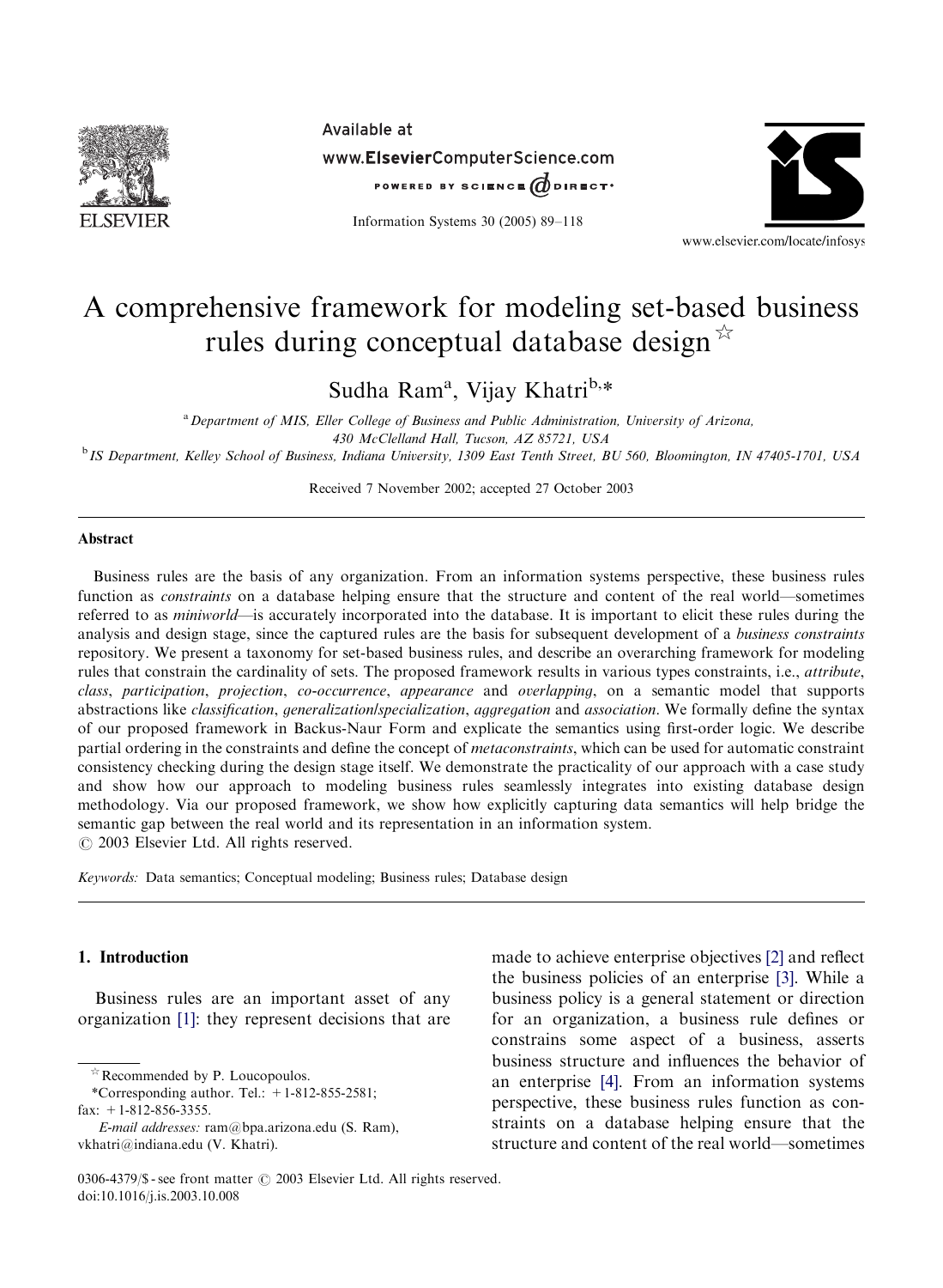# A comprehensive framework for modeling set-based business rules during conceptual database design ☆

Sudha Ram[a], Vijay Khatri[b,*]

[a] Department of MIS, Eller College of Business and Public Administration, University of Arizona, 430 McClelland Hall, Tucson, AZ 85721, USA

[b] IS Department, Kelley School of Business, Indiana University, 1309 East Tenth Street, BU 560, Bloomington, IN 47405-1701, USA

Received 7 November 2002; accepted 27 October 2003

## Abstract

Business rules are the basis of any organization. From an information systems perspective, these business rules function as *constraints* on a database helping ensure that the structure and content of the real world—sometimes referred to as *miniworld*—is accurately incorporated into the database. It is important to elicit these rules during the analysis and design stage, since the captured rules are the basis for subsequent development of a *business constraints* repository. We present a taxonomy for set-based business rules, and describe an overarching framework for modeling rules that constrain the cardinality of sets. The proposed framework results in various types constraints, i.e., *attribute*, *class*, *participation*, *projection*, *co-occurrence*, *appearance* and *overlapping*, on a semantic model that supports abstractions like *classification*, *generalization/specialization*, *aggregation* and *association*. We formally define the syntax of our proposed framework in Backus-Naur Form and explicate the semantics using first-order logic. We describe partial ordering in the constraints and define the concept of *metaconstraints*, which can be used for automatic constraint consistency checking during the design stage itself. We demonstrate the practicality of our approach with a case study and show how our approach to modeling business rules seamlessly integrates into existing database design methodology. Via our proposed framework, we show how explicitly capturing data semantics will help bridge the semantic gap between the real world and its representation in an information system.

© 2003 Elsevier Ltd. All rights reserved.

*Keywords:* Data semantics; Conceptual modeling; Business rules; Database design

## 1. Introduction

Business rules are an important asset of any organization [1]: they represent decisions that are made to achieve enterprise objectives [2] and reflect the business policies of an enterprise [3]. While a business policy is a general statement or direction for an organization, a business rule defines or constrains some aspect of a business, asserts business structure and influences the behavior of an enterprise [4]. From an information systems perspective, these business rules function as constraints on a database helping ensure that the structure and content of the real world—sometimes

☆ Recommended by P. Loucopoulos.

*Corresponding author. Tel.: +1-812-855-2581; fax: +1-812-856-3355.

*E-mail addresses:* ram@bpa.arizona.edu (S. Ram), vkhatri@indiana.edu (V. Khatri).

0306-4379/$ - see front matter © 2003 Elsevier Ltd. All rights reserved.
doi:10.1016/j.is.2003.10.008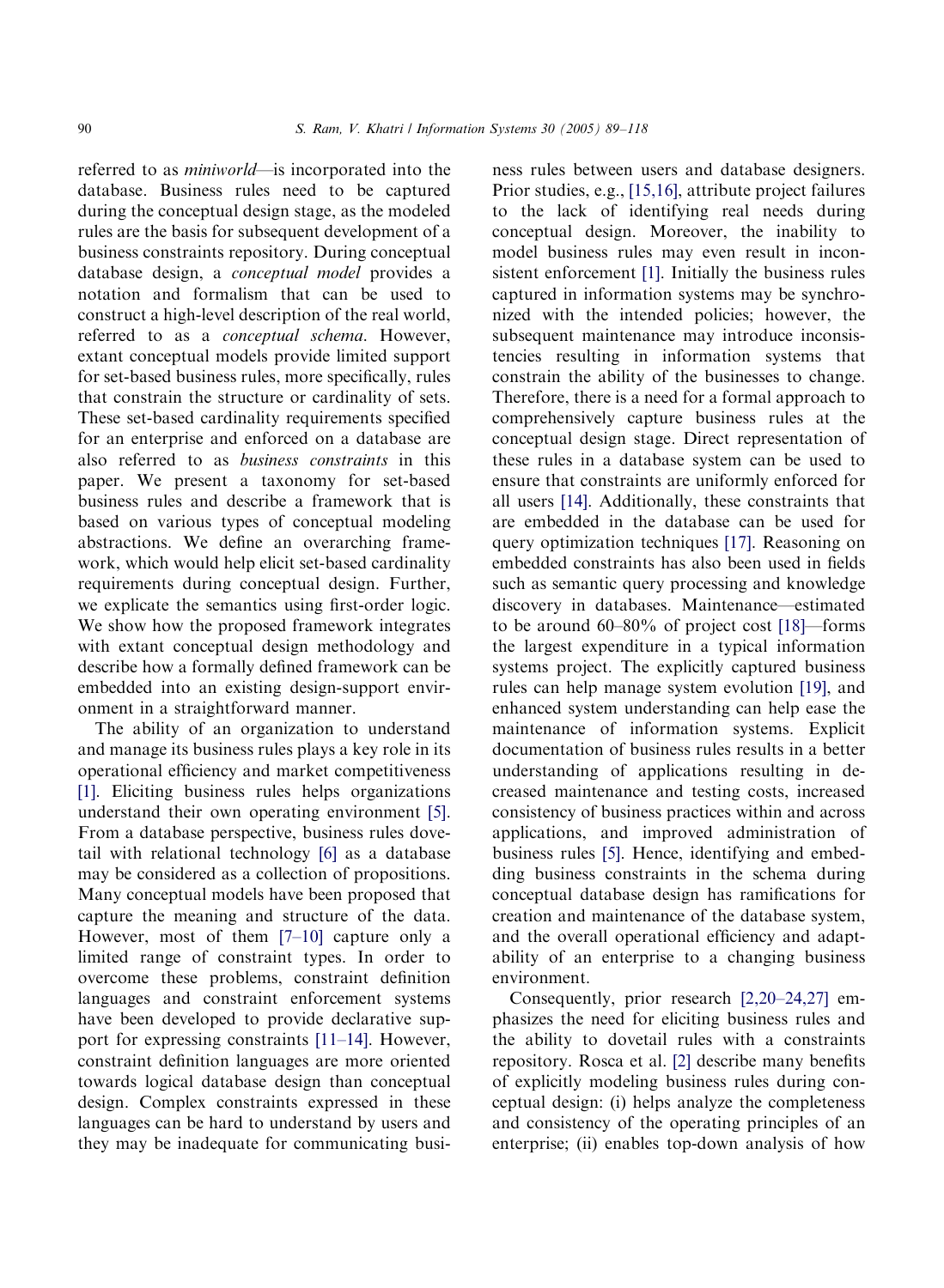referred to as *miniworld*—is incorporated into the database. Business rules need to be captured during the conceptual design stage, as the modeled rules are the basis for subsequent development of a business constraints repository. During conceptual database design, a *conceptual model* provides a notation and formalism that can be used to construct a high-level description of the real world, referred to as a *conceptual schema*. However, extant conceptual models provide limited support for set-based business rules, more specifically, rules that constrain the structure or cardinality of sets. These set-based cardinality requirements specified for an enterprise and enforced on a database are also referred to as *business constraints* in this paper. We present a taxonomy for set-based business rules and describe a framework that is based on various types of conceptual modeling abstractions. We define an overarching framework, which would help elicit set-based cardinality requirements during conceptual design. Further, we explicate the semantics using first-order logic. We show how the proposed framework integrates with extant conceptual design methodology and describe how a formally defined framework can be embedded into an existing design-support environment in a straightforward manner.

The ability of an organization to understand and manage its business rules plays a key role in its operational efficiency and market competitiveness [1]. Eliciting business rules helps organizations understand their own operating environment [5]. From a database perspective, business rules dovetail with relational technology [6] as a database may be considered as a collection of propositions. Many conceptual models have been proposed that capture the meaning and structure of the data. However, most of them [7–10] capture only a limited range of constraint types. In order to overcome these problems, constraint definition languages and constraint enforcement systems have been developed to provide declarative support for expressing constraints [11–14]. However, constraint definition languages are more oriented towards logical database design than conceptual design. Complex constraints expressed in these languages can be hard to understand by users and they may be inadequate for communicating business rules between users and database designers. Prior studies, e.g., [15,16], attribute project failures to the lack of identifying real needs during conceptual design. Moreover, the inability to model business rules may even result in inconsistent enforcement [1]. Initially the business rules captured in information systems may be synchronized with the intended policies; however, the subsequent maintenance may introduce inconsistencies resulting in information systems that constrain the ability of the businesses to change. Therefore, there is a need for a formal approach to comprehensively capture business rules at the conceptual design stage. Direct representation of these rules in a database system can be used to ensure that constraints are uniformly enforced for all users [14]. Additionally, these constraints that are embedded in the database can be used for query optimization techniques [17]. Reasoning on embedded constraints has also been used in fields such as semantic query processing and knowledge discovery in databases. Maintenance—estimated to be around 60–80% of project cost [18]—forms the largest expenditure in a typical information systems project. The explicitly captured business rules can help manage system evolution [19], and enhanced system understanding can help ease the maintenance of information systems. Explicit documentation of business rules results in a better understanding of applications resulting in decreased maintenance and testing costs, increased consistency of business practices within and across applications, and improved administration of business rules [5]. Hence, identifying and embedding business constraints in the schema during conceptual database design has ramifications for creation and maintenance of the database system, and the overall operational efficiency and adaptability of an enterprise to a changing business environment.

Consequently, prior research [2,20–24,27] emphasizes the need for eliciting business rules and the ability to dovetail rules with a constraints repository. Rosca et al. [2] describe many benefits of explicitly modeling business rules during conceptual design: (i) helps analyze the completeness and consistency of the operating principles of an enterprise; (ii) enables top-down analysis of how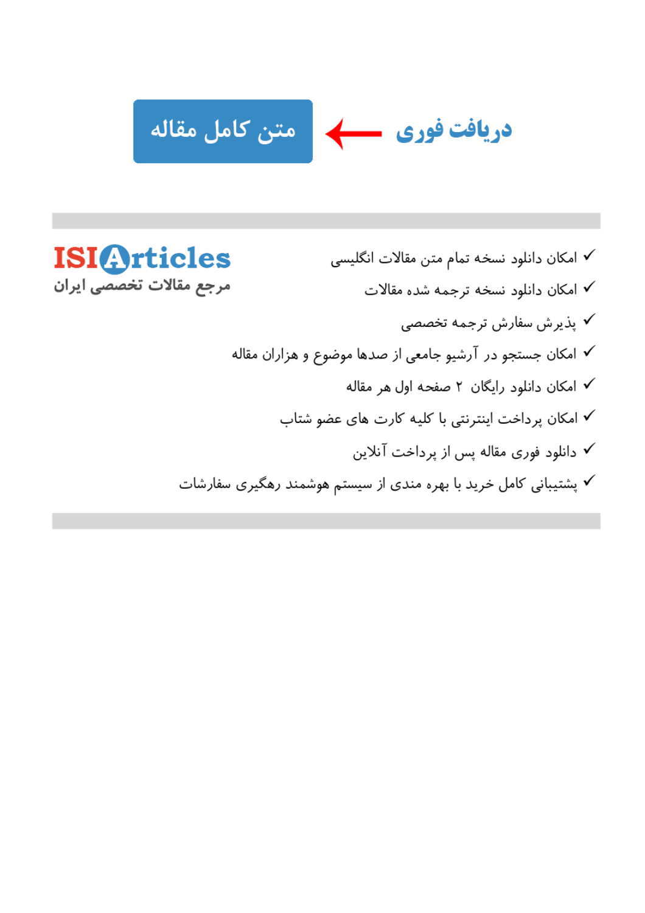دریافت فوری ← متن کامل مقاله

ISIArticles
مرجع مقالات تخصصی ایران

- ✓ امکان دانلود نسخه تمام متن مقالات انگلیسی
- ✓ امکان دانلود نسخه ترجمه شده مقالات
- ✓ پذیرش سفارش ترجمه تخصصی
- ✓ امکان جستجو در آرشیو جامعی از صدها موضوع و هزاران مقاله
- ✓ امکان دانلود رایگان ۲ صفحه اول هر مقاله
- ✓ امکان پرداخت اینترنتی با کلیه کارت های عضو شتاب
- ✓ دانلود فوری مقاله پس از پرداخت آنلاین
- ✓ پشتیبانی کامل خرید با بهره مندی از سیستم هوشمند رهگیری سفارشات